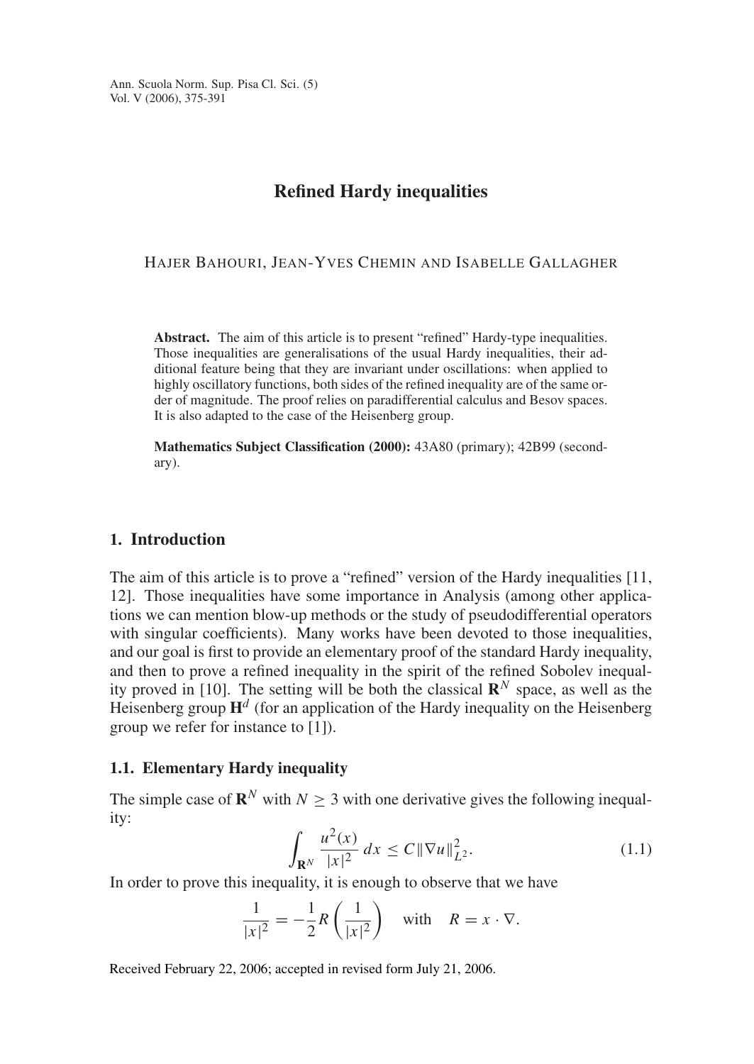# Refined Hardy inequalities

HAJER BAHOURI, JEAN-YVES CHEMIN AND ISABELLE GALLAGHER

**Abstract.** The aim of this article is to present "refined" Hardy-type inequalities. Those inequalities are generalisations of the usual Hardy inequalities, their additional feature being that they are invariant under oscillations: when applied to highly oscillatory functions, both sides of the refined inequality are of the same order of magnitude. The proof relies on paradifferential calculus and Besov spaces. It is also adapted to the case of the Heisenberg group.

**Mathematics Subject Classification (2000):** 43A80 (primary); 42B99 (secondary).

## 1. Introduction

The aim of this article is to prove a "refined" version of the Hardy inequalities [11, 12]. Those inequalities have some importance in Analysis (among other applications we can mention blow-up methods or the study of pseudodifferential operators with singular coefficients). Many works have been devoted to those inequalities, and our goal is first to provide an elementary proof of the standard Hardy inequality, and then to prove a refined inequality in the spirit of the refined Sobolev inequality proved in [10]. The setting will be both the classical $\mathbf{R}^N$ space, as well as the Heisenberg group $\mathbf{H}^d$ (for an application of the Hardy inequality on the Heisenberg group we refer for instance to [1]).

### 1.1. Elementary Hardy inequality

The simple case of $\mathbf{R}^N$ with $N \geq 3$ with one derivative gives the following inequality:

$$\int_{\mathbf{R}^N} \frac{u^2(x)}{|x|^2}\, dx \leq C\|\nabla u\|_{L^2}^2. \tag{1.1}$$

In order to prove this inequality, it is enough to observe that we have

$$\frac{1}{|x|^2} = -\frac{1}{2} R\left(\frac{1}{|x|^2}\right) \quad \text{with} \quad R = x \cdot \nabla.$$

Received February 22, 2006; accepted in revised form July 21, 2006.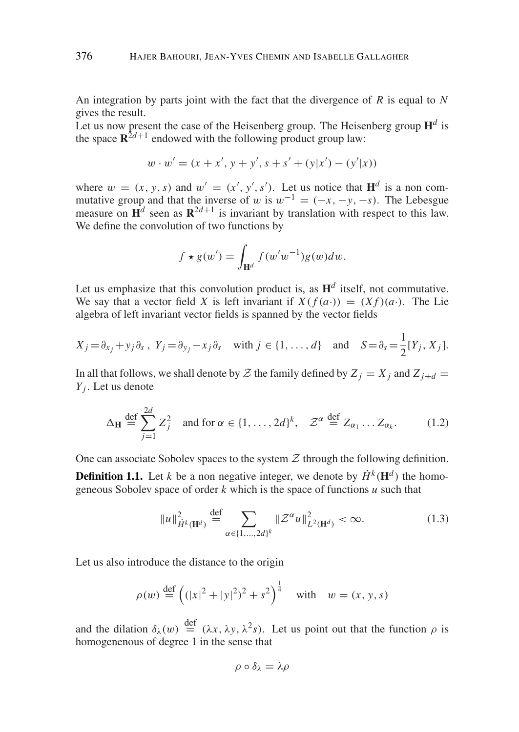An integration by parts joint with the fact that the divergence of $R$ is equal to $N$ gives the result.

Let us now present the case of the Heisenberg group. The Heisenberg group $\mathbf{H}^d$ is the space $\mathbf{R}^{2d+1}$ endowed with the following product group law:

$$w \cdot w' = (x + x', y + y', s + s' + (y|x') - (y'|x))$$

where $w = (x, y, s)$ and $w' = (x', y', s')$. Let us notice that $\mathbf{H}^d$ is a non commutative group and that the inverse of $w$ is $w^{-1} = (-x, -y, -s)$. The Lebesgue measure on $\mathbf{H}^d$ seen as $\mathbf{R}^{2d+1}$ is invariant by translation with respect to this law. We define the convolution of two functions by

$$f \star g(w') = \int_{\mathbf{H}^d} f(w'w^{-1})g(w)dw.$$

Let us emphasize that this convolution product is, as $\mathbf{H}^d$ itself, not commutative. We say that a vector field $X$ is left invariant if $X(f(a\cdot)) = (Xf)(a\cdot)$. The Lie algebra of left invariant vector fields is spanned by the vector fields

$$X_j = \partial_{x_j} + y_j \partial_s\,,\ Y_j = \partial_{y_j} - x_j \partial_s \quad \text{with } j \in \{1, \ldots, d\} \quad \text{and} \quad S = \partial_s = \frac{1}{2}[Y_j, X_j].$$

In all that follows, we shall denote by $\mathcal{Z}$ the family defined by $Z_j = X_j$ and $Z_{j+d} = Y_j$. Let us denote

$$\Delta_{\mathbf{H}} \stackrel{\text{def}}{=} \sum_{j=1}^{2d} Z_j^2 \quad \text{and for } \alpha \in \{1, \ldots, 2d\}^k, \quad \mathcal{Z}^\alpha \stackrel{\text{def}}{=} Z_{\alpha_1} \ldots Z_{\alpha_k}. \tag{1.2}$$

One can associate Sobolev spaces to the system $\mathcal{Z}$ through the following definition.

**Definition 1.1.** Let $k$ be a non negative integer, we denote by $\dot{H}^k(\mathbf{H}^d)$ the homogeneous Sobolev space of order $k$ which is the space of functions $u$ such that

$$\|u\|^2_{\dot{H}^k(\mathbf{H}^d)} \stackrel{\text{def}}{=} \sum_{\alpha \in \{1,\ldots,2d\}^k} \|\mathcal{Z}^\alpha u\|^2_{L^2(\mathbf{H}^d)} < \infty. \tag{1.3}$$

Let us also introduce the distance to the origin

$$\rho(w) \stackrel{\text{def}}{=} \left((|x|^2 + |y|^2)^2 + s^2\right)^{\frac{1}{4}} \quad \text{with} \quad w = (x, y, s)$$

and the dilation $\delta_\lambda(w) \stackrel{\text{def}}{=} (\lambda x, \lambda y, \lambda^2 s)$. Let us point out that the function $\rho$ is homogenenous of degree 1 in the sense that

$$\rho \circ \delta_\lambda = \lambda \rho$$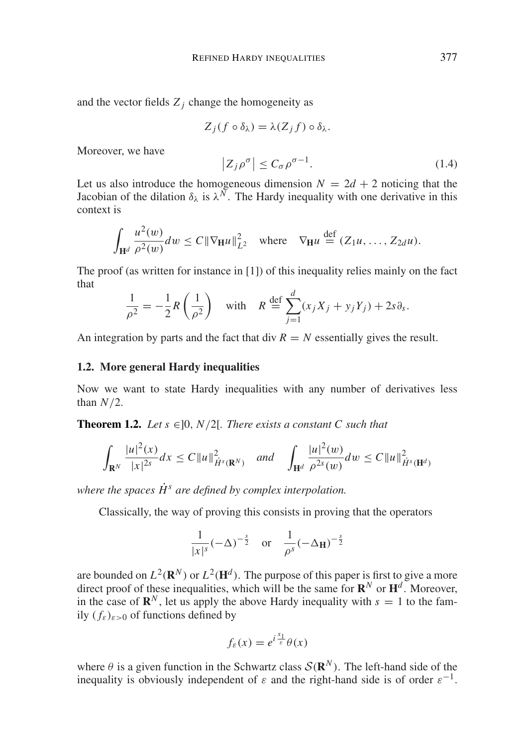and the vector fields $Z_j$ change the homogeneity as

$$Z_j(f \circ \delta_\lambda) = \lambda (Z_j f) \circ \delta_\lambda.$$

Moreover, we have

$$\left| Z_j \rho^\sigma \right| \leq C_\sigma \rho^{\sigma - 1}. \tag{1.4}$$

Let us also introduce the homogeneous dimension $N = 2d + 2$ noticing that the Jacobian of the dilation $\delta_\lambda$ is $\lambda^N$. The Hardy inequality with one derivative in this context is

$$\int_{\mathbf{H}^d} \frac{u^2(w)}{\rho^2(w)} dw \leq C \|\nabla_{\mathbf{H}} u\|_{L^2}^2 \quad \text{where} \quad \nabla_{\mathbf{H}} u \stackrel{\text{def}}{=} (Z_1 u, \ldots, Z_{2d} u).$$

The proof (as written for instance in [1]) of this inequality relies mainly on the fact that

$$\frac{1}{\rho^2} = -\frac{1}{2} R \left( \frac{1}{\rho^2} \right) \quad \text{with} \quad R \stackrel{\text{def}}{=} \sum_{j=1}^{d} (x_j X_j + y_j Y_j) + 2s \partial_s.$$

An integration by parts and the fact that $\operatorname{div} R = N$ essentially gives the result.

## 1.2. More general Hardy inequalities

Now we want to state Hardy inequalities with any number of derivatives less than $N/2$.

**Theorem 1.2.** *Let $s \in ]0, N/2[$. There exists a constant $C$ such that*

$$\int_{\mathbf{R}^N} \frac{|u|^2(x)}{|x|^{2s}} dx \leq C \|u\|_{\dot{H}^s(\mathbf{R}^N)}^2 \quad \text{and} \quad \int_{\mathbf{H}^d} \frac{|u|^2(w)}{\rho^{2s}(w)} dw \leq C \|u\|_{\dot{H}^s(\mathbf{H}^d)}^2$$

*where the spaces $\dot{H}^s$ are defined by complex interpolation.*

Classically, the way of proving this consists in proving that the operators

$$\frac{1}{|x|^s} (-\Delta)^{-\frac{s}{2}} \quad \text{or} \quad \frac{1}{\rho^s} (-\Delta_{\mathbf{H}})^{-\frac{s}{2}}$$

are bounded on $L^2(\mathbf{R}^N)$ or $L^2(\mathbf{H}^d)$. The purpose of this paper is first to give a more direct proof of these inequalities, which will be the same for $\mathbf{R}^N$ or $\mathbf{H}^d$. Moreover, in the case of $\mathbf{R}^N$, let us apply the above Hardy inequality with $s = 1$ to the family $(f_\varepsilon)_{\varepsilon > 0}$ of functions defined by

$$f_\varepsilon(x) = e^{i \frac{x_1}{\varepsilon}} \theta(x)$$

where $\theta$ is a given function in the Schwartz class $\mathcal{S}(\mathbf{R}^N)$. The left-hand side of the inequality is obviously independent of $\varepsilon$ and the right-hand side is of order $\varepsilon^{-1}$.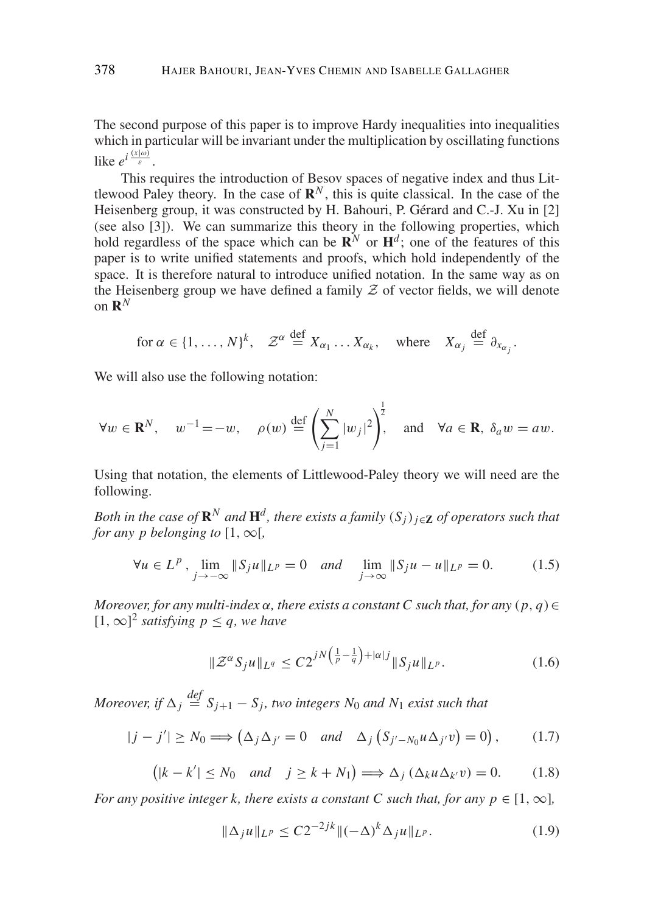The second purpose of this paper is to improve Hardy inequalities into inequalities which in particular will be invariant under the multiplication by oscillating functions like $e^{i\frac{(x|\omega)}{\varepsilon}}$.

This requires the introduction of Besov spaces of negative index and thus Littlewood Paley theory. In the case of $\mathbf{R}^N$, this is quite classical. In the case of the Heisenberg group, it was constructed by H. Bahouri, P. Gérard and C.-J. Xu in [2] (see also [3]). We can summarize this theory in the following properties, which hold regardless of the space which can be $\mathbf{R}^N$ or $\mathbf{H}^d$; one of the features of this paper is to write unified statements and proofs, which hold independently of the space. It is therefore natural to introduce unified notation. In the same way as on the Heisenberg group we have defined a family $\mathcal{Z}$ of vector fields, we will denote on $\mathbf{R}^N$

$$\text{for } \alpha \in \{1, \ldots, N\}^k, \quad \mathcal{Z}^\alpha \stackrel{\text{def}}{=} X_{\alpha_1} \ldots X_{\alpha_k}, \quad \text{where} \quad X_{\alpha_j} \stackrel{\text{def}}{=} \partial_{x_{\alpha_j}}.$$

We will also use the following notation:

$$\forall w \in \mathbf{R}^N, \quad w^{-1} = -w, \quad \rho(w) \stackrel{\text{def}}{=} \left( \sum_{j=1}^N |w_j|^2 \right)^{\frac{1}{2}}, \quad \text{and} \quad \forall a \in \mathbf{R},\ \delta_a w = aw.$$

Using that notation, the elements of Littlewood-Paley theory we will need are the following.

*Both in the case of $\mathbf{R}^N$ and $\mathbf{H}^d$, there exists a family $(S_j)_{j\in\mathbf{Z}}$ of operators such that for any $p$ belonging to $[1, \infty[$,*

$$\forall u \in L^p, \lim_{j\to-\infty} \|S_j u\|_{L^p} = 0 \quad \text{and} \quad \lim_{j\to\infty} \|S_j u - u\|_{L^p} = 0. \tag{1.5}$$

*Moreover, for any multi-index $\alpha$, there exists a constant $C$ such that, for any $(p, q) \in [1, \infty]^2$ satisfying $p \leq q$, we have*

$$\|\mathcal{Z}^\alpha S_j u\|_{L^q} \leq C 2^{jN\left(\frac{1}{p}-\frac{1}{q}\right)+|\alpha| j} \|S_j u\|_{L^p}. \tag{1.6}$$

*Moreover, if $\Delta_j \stackrel{def}{=} S_{j+1} - S_j$, two integers $N_0$ and $N_1$ exist such that*

$$|j - j'| \geq N_0 \Longrightarrow \left( \Delta_j \Delta_{j'} = 0 \quad \text{and} \quad \Delta_j \left( S_{j'-N_0} u \Delta_{j'} v \right) = 0 \right), \tag{1.7}$$

$$\left( |k - k'| \leq N_0 \quad \text{and} \quad j \geq k + N_1 \right) \Longrightarrow \Delta_j \left( \Delta_k u \Delta_{k'} v \right) = 0. \tag{1.8}$$

*For any positive integer $k$, there exists a constant $C$ such that, for any $p \in [1, \infty]$,*

$$\|\Delta_j u\|_{L^p} \leq C 2^{-2jk} \|(-\Delta)^k \Delta_j u\|_{L^p}. \tag{1.9}$$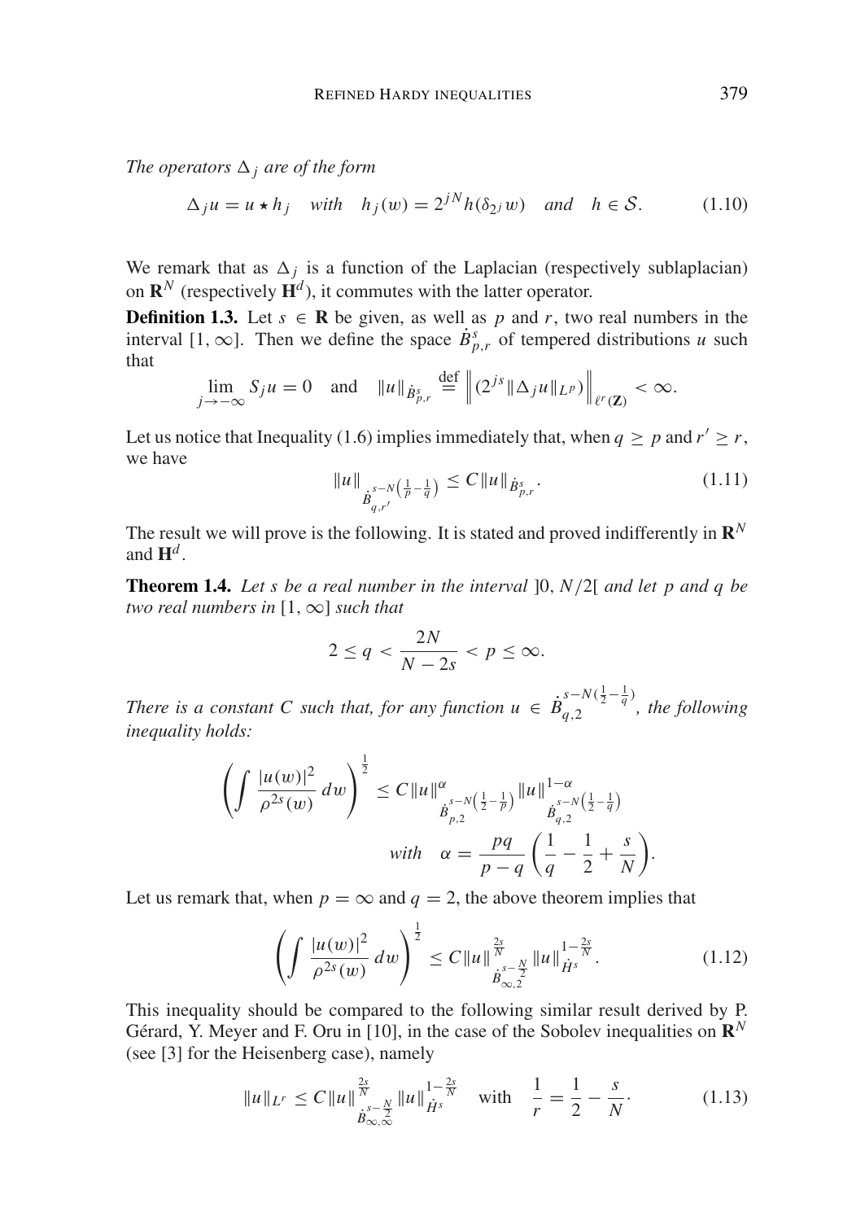*The operators $\Delta_j$ are of the form*

$$\Delta_j u = u \star h_j \quad \textit{with} \quad h_j(w) = 2^{jN} h(\delta_{2^j} w) \quad \textit{and} \quad h \in \mathcal{S}. \tag{1.10}$$

We remark that as $\Delta_j$ is a function of the Laplacian (respectively sublaplacian) on $\mathbf{R}^N$ (respectively $\mathbf{H}^d$), it commutes with the latter operator.

**Definition 1.3.** Let $s \in \mathbf{R}$ be given, as well as $p$ and $r$, two real numbers in the interval $[1, \infty]$. Then we define the space $\dot{B}^s_{p,r}$ of tempered distributions $u$ such that

$$\lim_{j \to -\infty} S_j u = 0 \quad \text{and} \quad \|u\|_{\dot{B}^s_{p,r}} \stackrel{\text{def}}{=} \left\| (2^{js} \|\Delta_j u\|_{L^p}) \right\|_{\ell^r(\mathbf{Z})} < \infty.$$

Let us notice that Inequality (1.6) implies immediately that, when $q \geq p$ and $r' \geq r$, we have

$$\|u\|_{\dot{B}^{s-N\left(\frac{1}{p}-\frac{1}{q}\right)}_{q,r'}} \leq C \|u\|_{\dot{B}^s_{p,r}}. \tag{1.11}$$

The result we will prove is the following. It is stated and proved indifferently in $\mathbf{R}^N$ and $\mathbf{H}^d$.

**Theorem 1.4.** *Let $s$ be a real number in the interval $]0, N/2[$ and let $p$ and $q$ be two real numbers in $[1, \infty]$ such that*

$$2 \leq q < \frac{2N}{N-2s} < p \leq \infty.$$

*There is a constant $C$ such that, for any function $u \in \dot{B}^{s-N\left(\frac{1}{2}-\frac{1}{q}\right)}_{q,2}$, the following inequality holds:*

$$\left( \int \frac{|u(w)|^2}{\rho^{2s}(w)} \, dw \right)^{\frac{1}{2}} \leq C \|u\|^{\alpha}_{\dot{B}^{s-N\left(\frac{1}{2}-\frac{1}{p}\right)}_{p,2}} \|u\|^{1-\alpha}_{\dot{B}^{s-N\left(\frac{1}{2}-\frac{1}{q}\right)}_{q,2}}$$
$$\textit{with} \quad \alpha = \frac{pq}{p-q} \left( \frac{1}{q} - \frac{1}{2} + \frac{s}{N} \right).$$

Let us remark that, when $p = \infty$ and $q = 2$, the above theorem implies that

$$\left( \int \frac{|u(w)|^2}{\rho^{2s}(w)} \, dw \right)^{\frac{1}{2}} \leq C \|u\|^{\frac{2s}{N}}_{\dot{B}^{s-\frac{N}{2}}_{\infty,2}} \|u\|^{1-\frac{2s}{N}}_{\dot{H}^s}. \tag{1.12}$$

This inequality should be compared to the following similar result derived by P. Gérard, Y. Meyer and F. Oru in [10], in the case of the Sobolev inequalities on $\mathbf{R}^N$ (see [3] for the Heisenberg case), namely

$$\|u\|_{L^r} \leq C \|u\|^{\frac{2s}{N}}_{\dot{B}^{s-\frac{N}{2}}_{\infty,\infty}} \|u\|^{1-\frac{2s}{N}}_{\dot{H}^s} \quad \text{with} \quad \frac{1}{r} = \frac{1}{2} - \frac{s}{N}. \tag{1.13}$$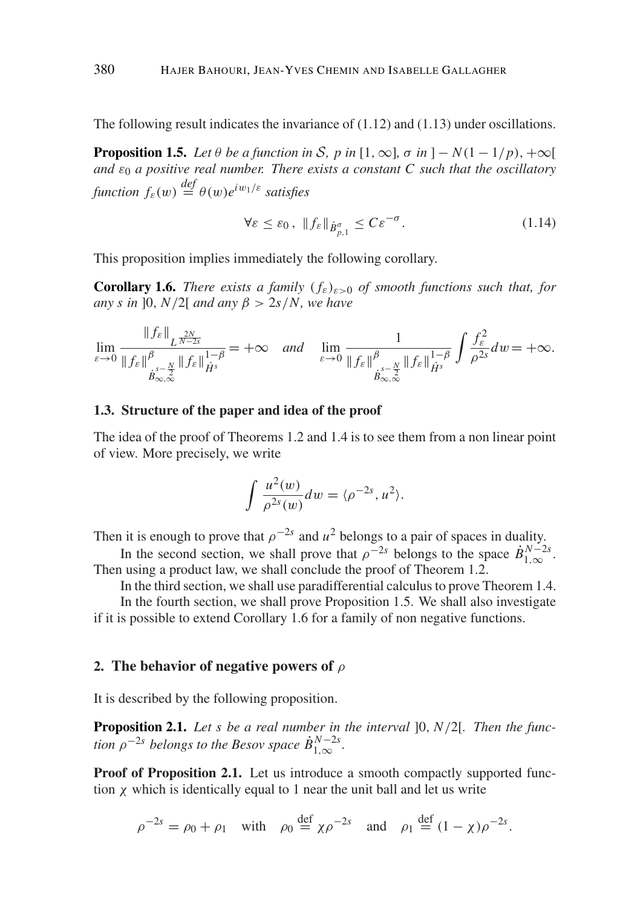The following result indicates the invariance of (1.12) and (1.13) under oscillations.

**Proposition 1.5.** *Let $\theta$ be a function in $\mathcal{S}$, $p$ in $[1,\infty]$, $\sigma$ in $]-N(1-1/p),+\infty[$ and $\varepsilon_0$ a positive real number. There exists a constant $C$ such that the oscillatory function $f_\varepsilon(w) \stackrel{def}{=} \theta(w)e^{iw_1/\varepsilon}$ satisfies*

$$\forall \varepsilon \leq \varepsilon_0\,,\ \|f_\varepsilon\|_{\dot{B}^{\sigma}_{p,1}} \leq C\varepsilon^{-\sigma}. \tag{1.14}$$

This proposition implies immediately the following corollary.

**Corollary 1.6.** *There exists a family $(f_\varepsilon)_{\varepsilon>0}$ of smooth functions such that, for any $s$ in $]0,N/2[$ and any $\beta > 2s/N$, we have*

$$\lim_{\varepsilon\to 0} \frac{\|f_\varepsilon\|_{L^{\frac{2N}{N-2s}}}}{\|f_\varepsilon\|^{\beta}_{\dot{B}^{s-\frac{N}{2}}_{\infty,\infty}} \|f_\varepsilon\|^{1-\beta}_{\dot{H}^s}} = +\infty \quad \textit{and} \quad \lim_{\varepsilon\to 0} \frac{1}{\|f_\varepsilon\|^{\beta}_{\dot{B}^{s-\frac{N}{2}}_{\infty,\infty}} \|f_\varepsilon\|^{1-\beta}_{\dot{H}^s}} \int \frac{f_\varepsilon^2}{\rho^{2s}}dw = +\infty.$$

### 1.3. Structure of the paper and idea of the proof

The idea of the proof of Theorems 1.2 and 1.4 is to see them from a non linear point of view. More precisely, we write

$$\int \frac{u^2(w)}{\rho^{2s}(w)}dw = \langle \rho^{-2s}, u^2\rangle.$$

Then it is enough to prove that $\rho^{-2s}$ and $u^2$ belongs to a pair of spaces in duality.

In the second section, we shall prove that $\rho^{-2s}$ belongs to the space $\dot{B}^{N-2s}_{1,\infty}$. Then using a product law, we shall conclude the proof of Theorem 1.2.

In the third section, we shall use paradifferential calculus to prove Theorem 1.4.

In the fourth section, we shall prove Proposition 1.5. We shall also investigate if it is possible to extend Corollary 1.6 for a family of non negative functions.

## 2. The behavior of negative powers of $\rho$

It is described by the following proposition.

**Proposition 2.1.** *Let $s$ be a real number in the interval $]0,N/2[$. Then the function $\rho^{-2s}$ belongs to the Besov space $\dot{B}^{N-2s}_{1,\infty}$.*

**Proof of Proposition 2.1.** Let us introduce a smooth compactly supported function $\chi$ which is identically equal to 1 near the unit ball and let us write

$$\rho^{-2s} = \rho_0 + \rho_1 \quad \text{with} \quad \rho_0 \stackrel{\text{def}}{=} \chi\rho^{-2s} \quad \text{and} \quad \rho_1 \stackrel{\text{def}}{=} (1-\chi)\rho^{-2s}.$$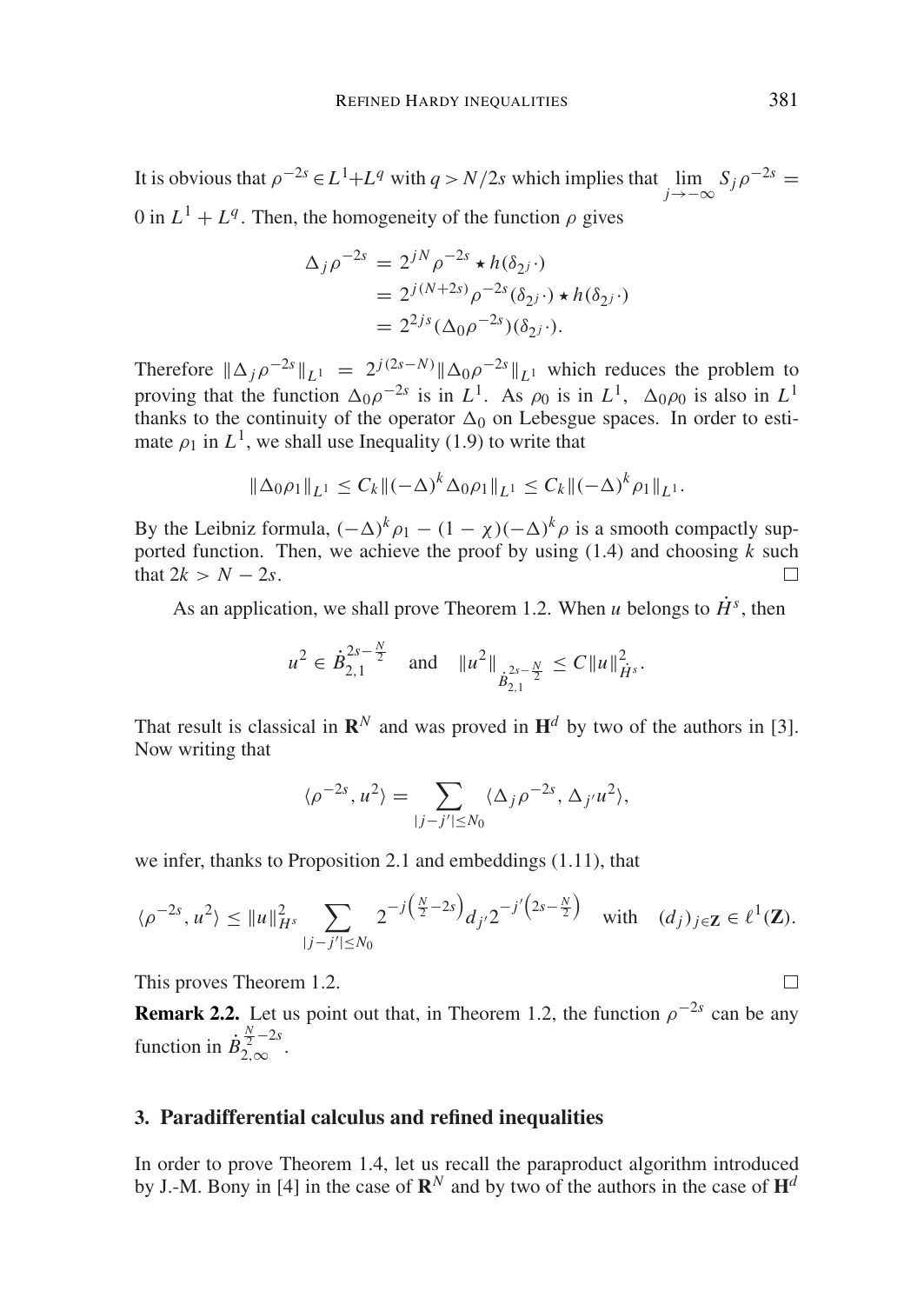It is obvious that $\rho^{-2s} \in L^1 + L^q$ with $q > N/2s$ which implies that $\lim_{j \to -\infty} S_j \rho^{-2s} = 0$ in $L^1 + L^q$. Then, the homogeneity of the function $\rho$ gives

$$\begin{aligned}
\Delta_j \rho^{-2s} &= 2^{jN} \rho^{-2s} \star h(\delta_{2^j} \cdot) \\
&= 2^{j(N+2s)} \rho^{-2s}(\delta_{2^j} \cdot) \star h(\delta_{2^j} \cdot) \\
&= 2^{2js} (\Delta_0 \rho^{-2s})(\delta_{2^j} \cdot).
\end{aligned}$$

Therefore $\|\Delta_j \rho^{-2s}\|_{L^1} = 2^{j(2s-N)} \|\Delta_0 \rho^{-2s}\|_{L^1}$ which reduces the problem to proving that the function $\Delta_0 \rho^{-2s}$ is in $L^1$. As $\rho_0$ is in $L^1$, $\Delta_0 \rho_0$ is also in $L^1$ thanks to the continuity of the operator $\Delta_0$ on Lebesgue spaces. In order to estimate $\rho_1$ in $L^1$, we shall use Inequality (1.9) to write that

$$\|\Delta_0 \rho_1\|_{L^1} \leq C_k \|(-\Delta)^k \Delta_0 \rho_1\|_{L^1} \leq C_k \|(-\Delta)^k \rho_1\|_{L^1}.$$

By the Leibniz formula, $(-\Delta)^k \rho_1 - (1 - \chi)(-\Delta)^k \rho$ is a smooth compactly supported function. Then, we achieve the proof by using (1.4) and choosing $k$ such that $2k > N - 2s$. □

As an application, we shall prove Theorem 1.2. When $u$ belongs to $\dot{H}^s$, then

$$u^2 \in \dot{B}^{2s - \frac{N}{2}}_{2,1} \quad \text{and} \quad \|u^2\|_{\dot{B}^{2s-\frac{N}{2}}_{2,1}} \leq C \|u\|^2_{\dot{H}^s}.$$

That result is classical in $\mathbf{R}^N$ and was proved in $\mathbf{H}^d$ by two of the authors in [3]. Now writing that

$$\langle \rho^{-2s}, u^2 \rangle = \sum_{|j - j'| \leq N_0} \langle \Delta_j \rho^{-2s}, \Delta_{j'} u^2 \rangle,$$

we infer, thanks to Proposition 2.1 and embeddings (1.11), that

$$\langle \rho^{-2s}, u^2 \rangle \leq \|u\|^2_{H^s} \sum_{|j - j'| \leq N_0} 2^{-j\left(\frac{N}{2} - 2s\right)} d_{j'} 2^{-j'\left(2s - \frac{N}{2}\right)} \quad \text{with} \quad (d_j)_{j \in \mathbf{Z}} \in \ell^1(\mathbf{Z}).$$

This proves Theorem 1.2. □

**Remark 2.2.** Let us point out that, in Theorem 1.2, the function $\rho^{-2s}$ can be any function in $\dot{B}^{\frac{N}{2} - 2s}_{2,\infty}$.

## 3. Paradifferential calculus and refined inequalities

In order to prove Theorem 1.4, let us recall the paraproduct algorithm introduced by J.-M. Bony in [4] in the case of $\mathbf{R}^N$ and by two of the authors in the case of $\mathbf{H}^d$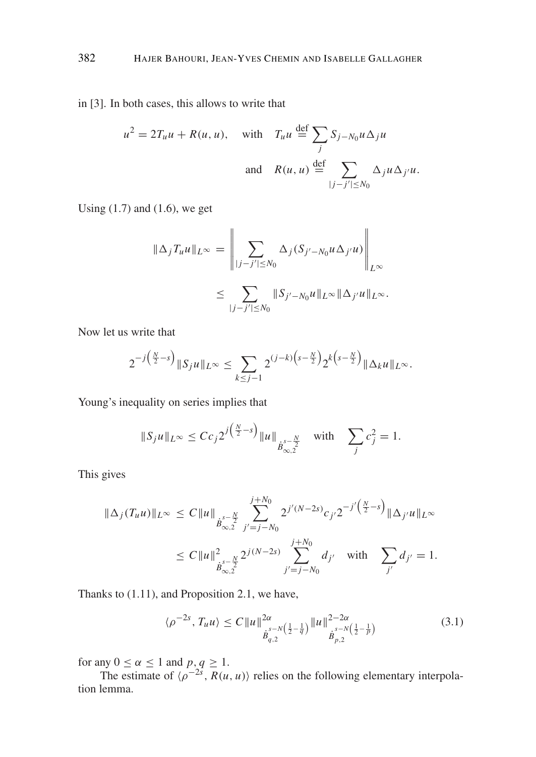in [3]. In both cases, this allows to write that

$$u^2 = 2T_u u + R(u,u), \quad \text{with} \quad T_u u \stackrel{\text{def}}{=} \sum_j S_{j-N_0} u \Delta_j u$$
$$\text{and} \quad R(u,u) \stackrel{\text{def}}{=} \sum_{|j-j'|\leq N_0} \Delta_j u \Delta_{j'} u.$$

Using (1.7) and (1.6), we get

$$\begin{aligned}
\|\Delta_j T_u u\|_{L^\infty} &= \Big\| \sum_{|j-j'|\leq N_0} \Delta_j (S_{j'-N_0} u \Delta_{j'} u) \Big\|_{L^\infty} \\
&\leq \sum_{|j-j'|\leq N_0} \|S_{j'-N_0} u\|_{L^\infty} \|\Delta_{j'} u\|_{L^\infty}.
\end{aligned}$$

Now let us write that

$$2^{-j\left(\frac{N}{2}-s\right)} \|S_j u\|_{L^\infty} \leq \sum_{k\leq j-1} 2^{(j-k)\left(s-\frac{N}{2}\right)} 2^{k\left(s-\frac{N}{2}\right)} \|\Delta_k u\|_{L^\infty}.$$

Young's inequality on series implies that

$$\|S_j u\|_{L^\infty} \leq C c_j 2^{j\left(\frac{N}{2}-s\right)} \|u\|_{\dot{B}^{s-\frac{N}{2}}_{\infty,2}} \quad \text{with} \quad \sum_j c_j^2 = 1.$$

This gives

$$\begin{aligned}
\|\Delta_j (T_u u)\|_{L^\infty} &\leq C \|u\|_{\dot{B}^{s-\frac{N}{2}}_{\infty,2}} \sum_{j'=j-N_0}^{j+N_0} 2^{j'(N-2s)} c_{j'} 2^{-j'\left(\frac{N}{2}-s\right)} \|\Delta_{j'} u\|_{L^\infty} \\
&\leq C \|u\|^2_{\dot{B}^{s-\frac{N}{2}}_{\infty,2}} 2^{j(N-2s)} \sum_{j'=j-N_0}^{j+N_0} d_{j'} \quad \text{with} \quad \sum_{j'} d_{j'} = 1.
\end{aligned}$$

Thanks to (1.11), and Proposition 2.1, we have,

$$\langle \rho^{-2s}, T_u u \rangle \leq C \|u\|^{2\alpha}_{\dot{B}^{s-N\left(\frac{1}{2}-\frac{1}{q}\right)}_{q,2}} \|u\|^{2-2\alpha}_{\dot{B}^{s-N\left(\frac{1}{2}-\frac{1}{p}\right)}_{p,2}} \tag{3.1}$$

for any $0 \leq \alpha \leq 1$ and $p, q \geq 1$.

The estimate of $\langle \rho^{-2s}, R(u,u) \rangle$ relies on the following elementary interpolation lemma.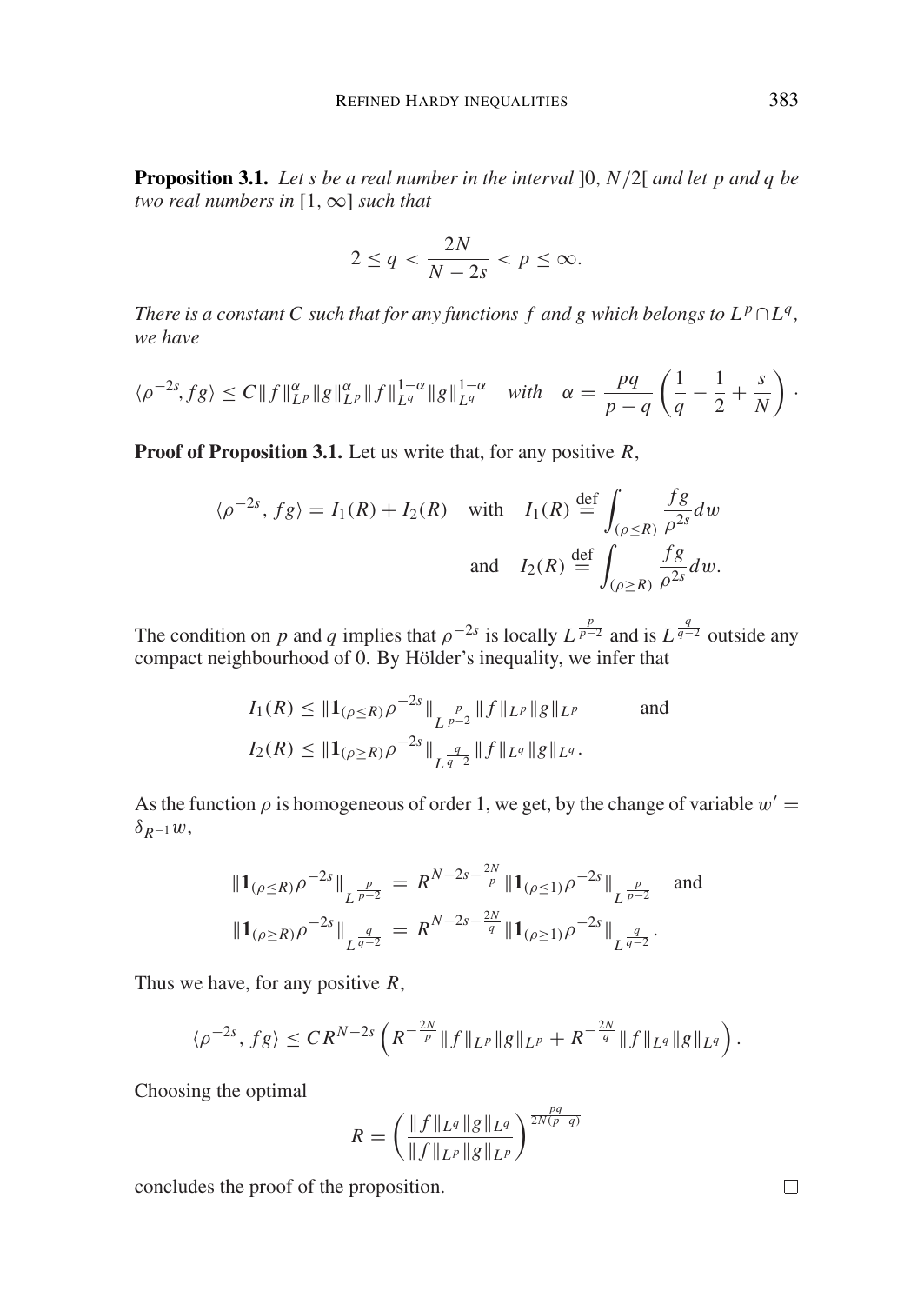**Proposition 3.1.** *Let $s$ be a real number in the interval $]0, N/2[$ and let $p$ and $q$ be two real numbers in $[1, \infty]$ such that*

$$
2 \leq q < \frac{2N}{N-2s} < p \leq \infty.
$$

*There is a constant $C$ such that for any functions $f$ and $g$ which belongs to $L^p \cap L^q$, we have*

$$
\langle \rho^{-2s}, fg\rangle \leq C\|f\|_{L^p}^{\alpha}\|g\|_{L^p}^{\alpha}\|f\|_{L^q}^{1-\alpha}\|g\|_{L^q}^{1-\alpha} \quad \textit{with} \quad \alpha = \frac{pq}{p-q}\left(\frac{1}{q}-\frac{1}{2}+\frac{s}{N}\right).
$$

**Proof of Proposition 3.1.** Let us write that, for any positive $R$,

$$
\langle \rho^{-2s}, fg\rangle = I_1(R) + I_2(R) \quad \text{with} \quad I_1(R) \stackrel{\text{def}}{=} \int_{(\rho\leq R)} \frac{fg}{\rho^{2s}} dw
$$

$$
\text{and} \quad I_2(R) \stackrel{\text{def}}{=} \int_{(\rho \geq R)} \frac{fg}{\rho^{2s}} dw.
$$

The condition on $p$ and $q$ implies that $\rho^{-2s}$ is locally $L^{\frac{p}{p-2}}$ and is $L^{\frac{q}{q-2}}$ outside any compact neighbourhood of 0. By Hölder's inequality, we infer that

$$
I_1(R) \leq \|\mathbf{1}_{(\rho\leq R)}\rho^{-2s}\|_{L^{\frac{p}{p-2}}}\|f\|_{L^p}\|g\|_{L^p} \qquad \text{and}
$$

$$
I_2(R) \leq \|\mathbf{1}_{(\rho\geq R)}\rho^{-2s}\|_{L^{\frac{q}{q-2}}}\|f\|_{L^q}\|g\|_{L^q}.
$$

As the function $\rho$ is homogeneous of order 1, we get, by the change of variable $w' = \delta_{R^{-1}}w$,

$$
\|\mathbf{1}_{(\rho\leq R)}\rho^{-2s}\|_{L^{\frac{p}{p-2}}} = R^{N-2s-\frac{2N}{p}}\|\mathbf{1}_{(\rho\leq 1)}\rho^{-2s}\|_{L^{\frac{p}{p-2}}} \quad \text{and}
$$

$$
\|\mathbf{1}_{(\rho\geq R)}\rho^{-2s}\|_{L^{\frac{q}{q-2}}} = R^{N-2s-\frac{2N}{q}}\|\mathbf{1}_{(\rho\geq 1)}\rho^{-2s}\|_{L^{\frac{q}{q-2}}}.
$$

Thus we have, for any positive $R$,

$$
\langle \rho^{-2s}, fg\rangle \leq CR^{N-2s}\left(R^{-\frac{2N}{p}}\|f\|_{L^p}\|g\|_{L^p} + R^{-\frac{2N}{q}}\|f\|_{L^q}\|g\|_{L^q}\right).
$$

Choosing the optimal

$$
R = \left(\frac{\|f\|_{L^q}\|g\|_{L^q}}{\|f\|_{L^p}\|g\|_{L^p}}\right)^{\frac{pq}{2N(p-q)}}
$$

concludes the proof of the proposition. $\square$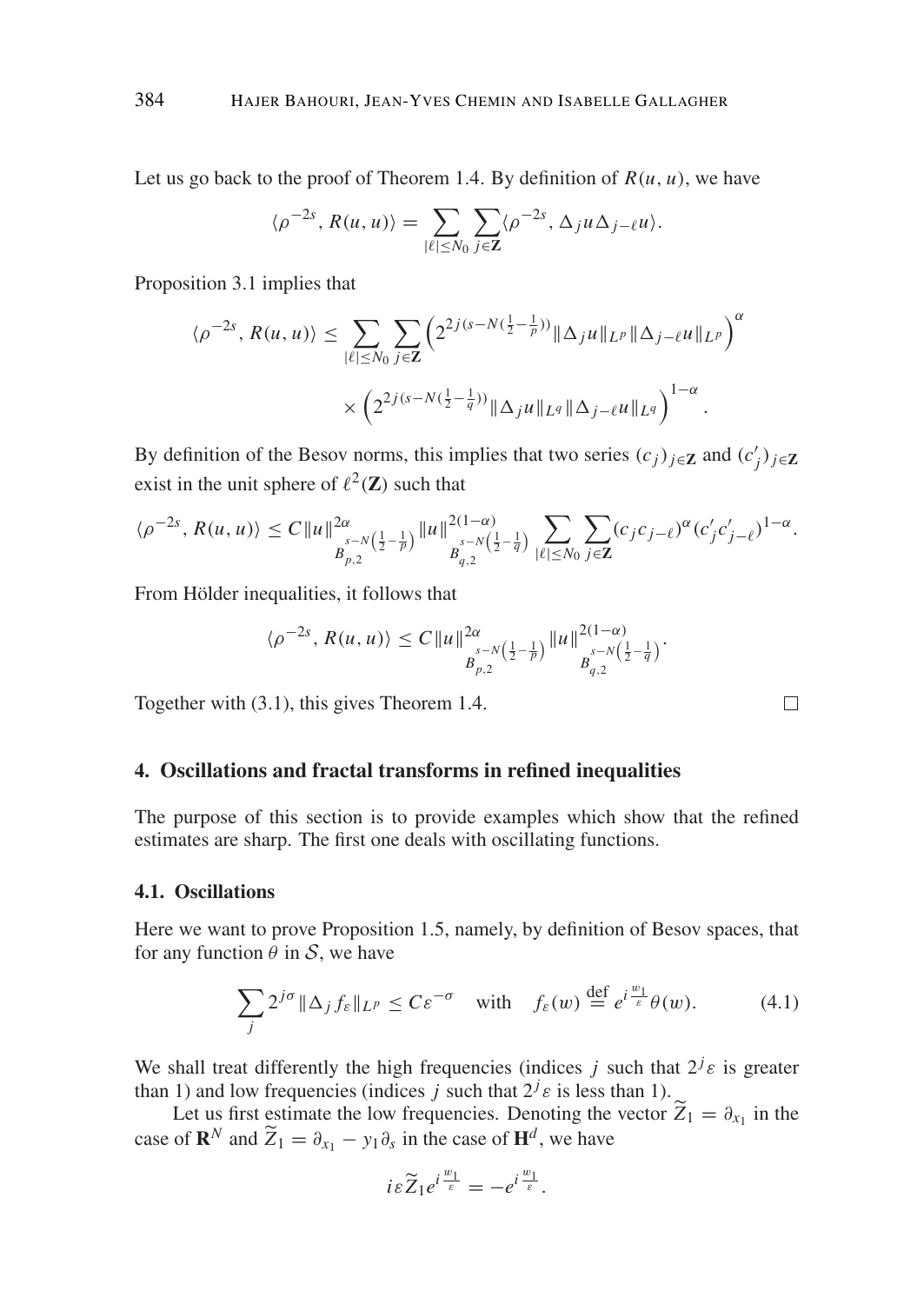Let us go back to the proof of Theorem 1.4. By definition of $R(u,u)$, we have

$$\langle \rho^{-2s}, R(u,u)\rangle = \sum_{|\ell|\le N_0}\sum_{j\in\mathbf{Z}} \langle \rho^{-2s}, \Delta_j u \Delta_{j-\ell} u\rangle.$$

Proposition 3.1 implies that

$$\langle \rho^{-2s}, R(u,u)\rangle \le \sum_{|\ell|\le N_0}\sum_{j\in\mathbf{Z}} \Big(2^{2j(s-N(\frac12-\frac1p))}\|\Delta_j u\|_{L^p}\|\Delta_{j-\ell}u\|_{L^p}\Big)^{\alpha} \times \Big(2^{2j(s-N(\frac12-\frac1q))}\|\Delta_j u\|_{L^q}\|\Delta_{j-\ell}u\|_{L^q}\Big)^{1-\alpha}.$$

By definition of the Besov norms, this implies that two series $(c_j)_{j\in\mathbf{Z}}$ and $(c'_j)_{j\in\mathbf{Z}}$ exist in the unit sphere of $\ell^2(\mathbf{Z})$ such that

$$\langle \rho^{-2s}, R(u,u)\rangle \le C\|u\|^{2\alpha}_{B^{s-N\left(\frac12-\frac1p\right)}_{p,2}}\|u\|^{2(1-\alpha)}_{B^{s-N\left(\frac12-\frac1q\right)}_{q,2}}\sum_{|\ell|\le N_0}\sum_{j\in\mathbf{Z}}(c_jc_{j-\ell})^{\alpha}(c'_jc'_{j-\ell})^{1-\alpha}.$$

From Hölder inequalities, it follows that

$$\langle \rho^{-2s}, R(u,u)\rangle \le C\|u\|^{2\alpha}_{B^{s-N\left(\frac12-\frac1p\right)}_{p,2}}\|u\|^{2(1-\alpha)}_{B^{s-N\left(\frac12-\frac1q\right)}_{q,2}}.$$

Together with (3.1), this gives Theorem 1.4. □

## 4. Oscillations and fractal transforms in refined inequalities

The purpose of this section is to provide examples which show that the refined estimates are sharp. The first one deals with oscillating functions.

### 4.1. Oscillations

Here we want to prove Proposition 1.5, namely, by definition of Besov spaces, that for any function $\theta$ in $\mathcal{S}$, we have

$$\sum_j 2^{j\sigma}\|\Delta_j f_\varepsilon\|_{L^p} \le C\varepsilon^{-\sigma} \quad \text{with} \quad f_\varepsilon(w) \stackrel{\text{def}}{=} e^{i\frac{w_1}{\varepsilon}}\theta(w). \tag{4.1}$$

We shall treat differently the high frequencies (indices $j$ such that $2^j\varepsilon$ is greater than 1) and low frequencies (indices $j$ such that $2^j\varepsilon$ is less than 1).

Let us first estimate the low frequencies. Denoting the vector $\widetilde{Z}_1 = \partial_{x_1}$ in the case of $\mathbf{R}^N$ and $\widetilde{Z}_1 = \partial_{x_1} - y_1\partial_s$ in the case of $\mathbf{H}^d$, we have

$$i\varepsilon\widetilde{Z}_1 e^{i\frac{w_1}{\varepsilon}} = -e^{i\frac{w_1}{\varepsilon}}.$$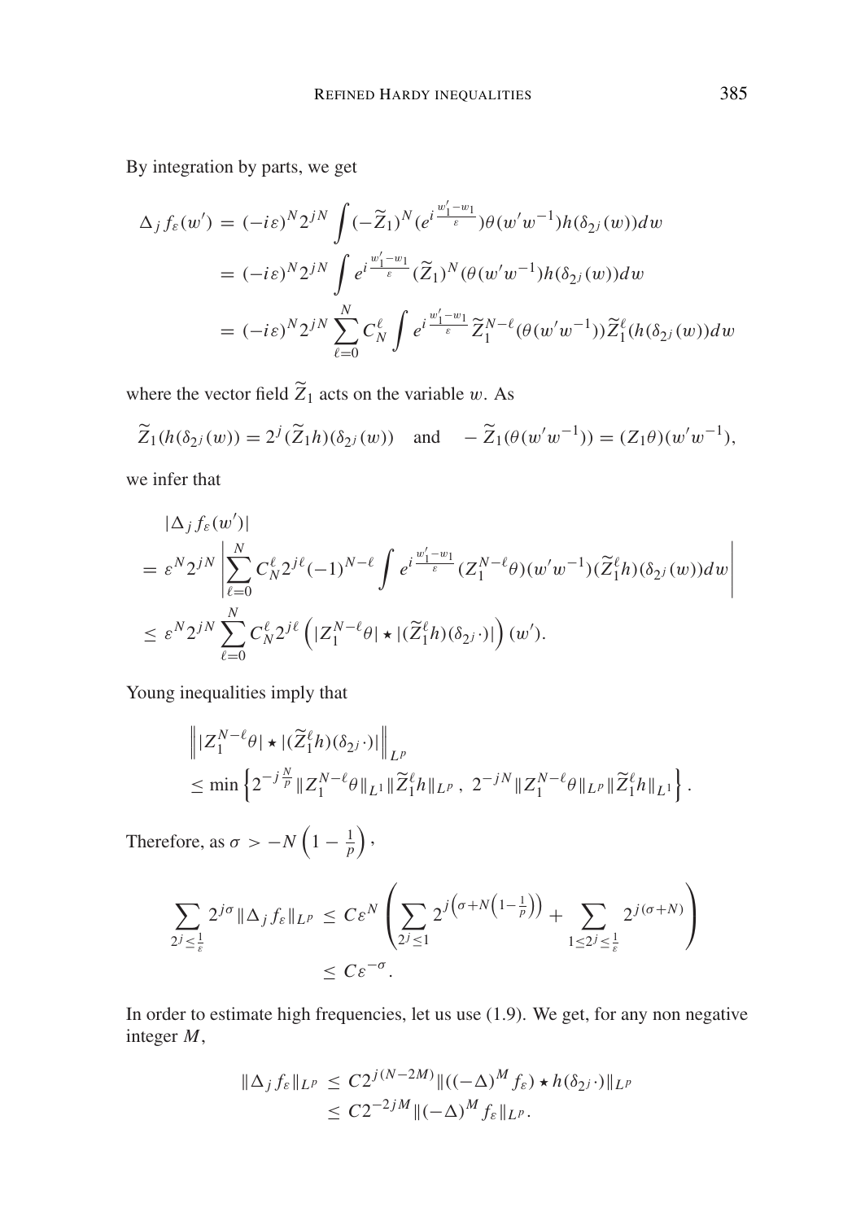By integration by parts, we get

$$
\begin{aligned}
\Delta_j f_\varepsilon(w') &= (-i\varepsilon)^N 2^{jN} \int (-\widetilde{Z}_1)^N (e^{i\frac{w_1'-w_1}{\varepsilon}}) \theta(w'w^{-1}) h(\delta_{2^j}(w)) dw \\
&= (-i\varepsilon)^N 2^{jN} \int e^{i\frac{w_1'-w_1}{\varepsilon}} (\widetilde{Z}_1)^N (\theta(w'w^{-1}) h(\delta_{2^j}(w))) dw \\
&= (-i\varepsilon)^N 2^{jN} \sum_{\ell=0}^{N} C_N^\ell \int e^{i\frac{w_1'-w_1}{\varepsilon}} \widetilde{Z}_1^{N-\ell}(\theta(w'w^{-1})) \widetilde{Z}_1^\ell (h(\delta_{2^j}(w))) dw
\end{aligned}
$$

where the vector field $\widetilde{Z}_1$ acts on the variable $w$. As

$$
\widetilde{Z}_1(h(\delta_{2^j}(w))) = 2^j (\widetilde{Z}_1 h)(\delta_{2^j}(w)) \quad \text{and} \quad -\widetilde{Z}_1(\theta(w'w^{-1})) = (Z_1\theta)(w'w^{-1}),
$$

we infer that

$$
\begin{aligned}
&|\Delta_j f_\varepsilon(w')| \\
&= \varepsilon^N 2^{jN} \left| \sum_{\ell=0}^{N} C_N^\ell 2^{j\ell} (-1)^{N-\ell} \int e^{i\frac{w_1'-w_1}{\varepsilon}} (Z_1^{N-\ell}\theta)(w'w^{-1}) (\widetilde{Z}_1^\ell h)(\delta_{2^j}(w)) dw \right| \\
&\leq \varepsilon^N 2^{jN} \sum_{\ell=0}^{N} C_N^\ell 2^{j\ell} \left( |Z_1^{N-\ell}\theta| \star |(\widetilde{Z}_1^\ell h)(\delta_{2^j}\cdot)| \right)(w').
\end{aligned}
$$

Young inequalities imply that

$$
\begin{aligned}
&\left\| |Z_1^{N-\ell}\theta| \star |(\widetilde{Z}_1^\ell h)(\delta_{2^j}\cdot)| \right\|_{L^p} \\
&\leq \min\left\{ 2^{-j\frac{N}{p}} \|Z_1^{N-\ell}\theta\|_{L^1} \|\widetilde{Z}_1^\ell h\|_{L^p},\ 2^{-jN} \|Z_1^{N-\ell}\theta\|_{L^p} \|\widetilde{Z}_1^\ell h\|_{L^1} \right\}.
\end{aligned}
$$

Therefore, as $\sigma > -N\left(1 - \frac{1}{p}\right)$,

$$
\begin{aligned}
\sum_{2^j \leq \frac{1}{\varepsilon}} 2^{j\sigma} \|\Delta_j f_\varepsilon\|_{L^p} &\leq C\varepsilon^N \left( \sum_{2^j \leq 1} 2^{j\left(\sigma + N\left(1-\frac{1}{p}\right)\right)} + \sum_{1 \leq 2^j \leq \frac{1}{\varepsilon}} 2^{j(\sigma+N)} \right) \\
&\leq C\varepsilon^{-\sigma}.
\end{aligned}
$$

In order to estimate high frequencies, let us use (1.9). We get, for any non negative integer $M$,

$$
\begin{aligned}
\|\Delta_j f_\varepsilon\|_{L^p} &\leq C 2^{j(N-2M)} \|((-\Delta)^M f_\varepsilon) \star h(\delta_{2^j}\cdot)\|_{L^p} \\
&\leq C 2^{-2jM} \|(-\Delta)^M f_\varepsilon\|_{L^p}.
\end{aligned}
$$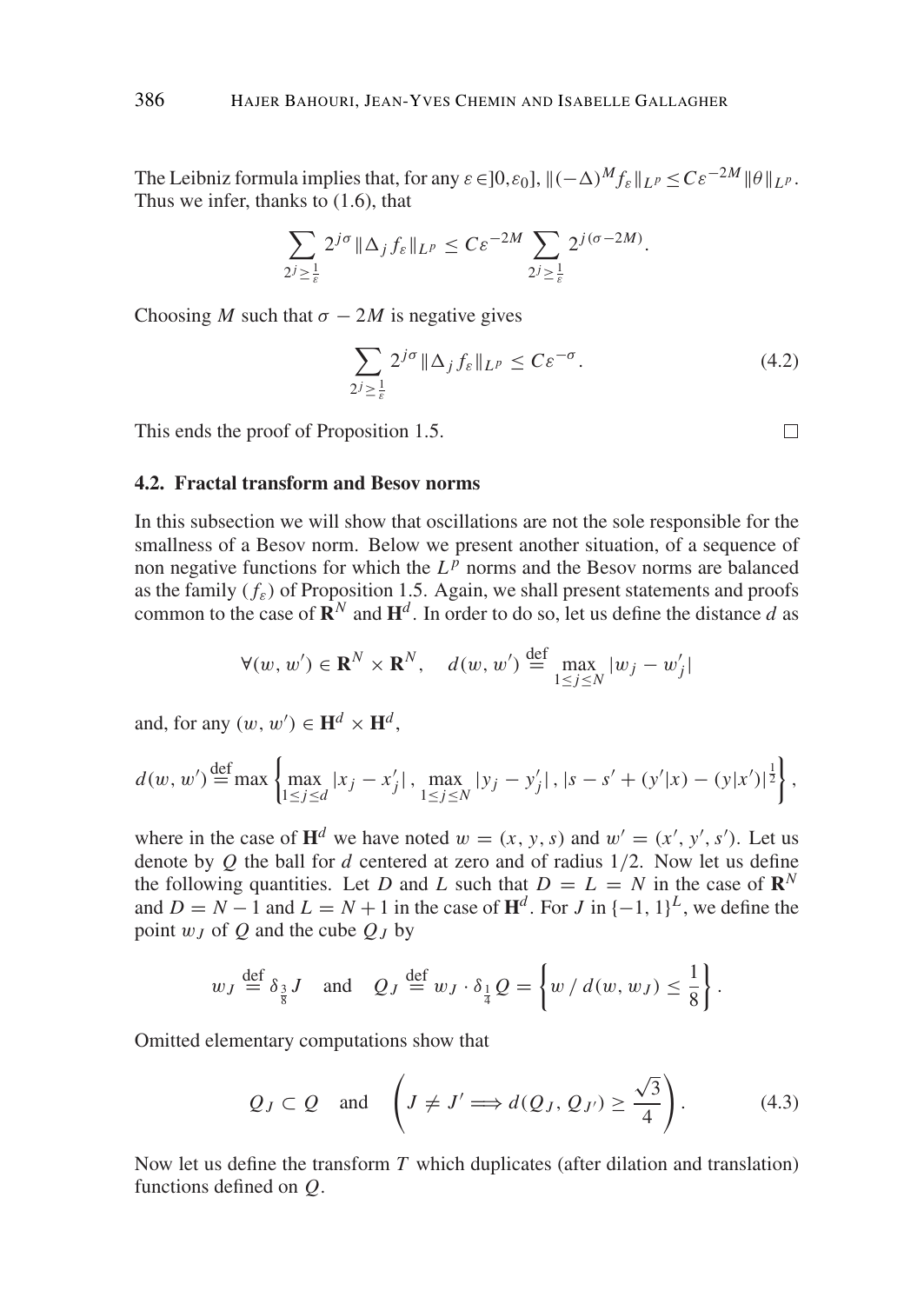The Leibniz formula implies that, for any $\varepsilon \in ]0, \varepsilon_0]$, $\|(-\Delta)^M f_\varepsilon\|_{L^p} \leq C\varepsilon^{-2M}\|\theta\|_{L^p}$. Thus we infer, thanks to (1.6), that

$$\sum_{2^j \geq \frac{1}{\varepsilon}} 2^{j\sigma}\|\Delta_j f_\varepsilon\|_{L^p} \leq C\varepsilon^{-2M} \sum_{2^j \geq \frac{1}{\varepsilon}} 2^{j(\sigma-2M)}.$$

Choosing $M$ such that $\sigma - 2M$ is negative gives

$$\sum_{2^j \geq \frac{1}{\varepsilon}} 2^{j\sigma}\|\Delta_j f_\varepsilon\|_{L^p} \leq C\varepsilon^{-\sigma}. \tag{4.2}$$

This ends the proof of Proposition 1.5. □

### 4.2. Fractal transform and Besov norms

In this subsection we will show that oscillations are not the sole responsible for the smallness of a Besov norm. Below we present another situation, of a sequence of non negative functions for which the $L^p$ norms and the Besov norms are balanced as the family $(f_\varepsilon)$ of Proposition 1.5. Again, we shall present statements and proofs common to the case of $\mathbf{R}^N$ and $\mathbf{H}^d$. In order to do so, let us define the distance $d$ as

$$\forall (w, w') \in \mathbf{R}^N \times \mathbf{R}^N, \quad d(w, w') \stackrel{\text{def}}{=} \max_{1 \leq j \leq N} |w_j - w'_j|$$

and, for any $(w, w') \in \mathbf{H}^d \times \mathbf{H}^d$,

$$d(w, w') \stackrel{\text{def}}{=} \max\left\{\max_{1 \leq j \leq d} |x_j - x'_j|\,,\, \max_{1 \leq j \leq N} |y_j - y'_j|\,,\, |s - s' + (y'|x) - (y|x')|^{\frac{1}{2}}\right\},$$

where in the case of $\mathbf{H}^d$ we have noted $w = (x, y, s)$ and $w' = (x', y', s')$. Let us denote by $Q$ the ball for $d$ centered at zero and of radius $1/2$. Now let us define the following quantities. Let $D$ and $L$ such that $D = L = N$ in the case of $\mathbf{R}^N$ and $D = N - 1$ and $L = N + 1$ in the case of $\mathbf{H}^d$. For $J$ in $\{-1, 1\}^L$, we define the point $w_J$ of $Q$ and the cube $Q_J$ by

$$w_J \stackrel{\text{def}}{=} \delta_{\frac{3}{8}} J \quad \text{and} \quad Q_J \stackrel{\text{def}}{=} w_J \cdot \delta_{\frac{1}{4}} Q = \left\{ w \,/\, d(w, w_J) \leq \frac{1}{8} \right\}.$$

Omitted elementary computations show that

$$Q_J \subset Q \quad \text{and} \quad \left( J \neq J' \Longrightarrow d(Q_J, Q_{J'}) \geq \frac{\sqrt{3}}{4} \right). \tag{4.3}$$

Now let us define the transform $T$ which duplicates (after dilation and translation) functions defined on $Q$.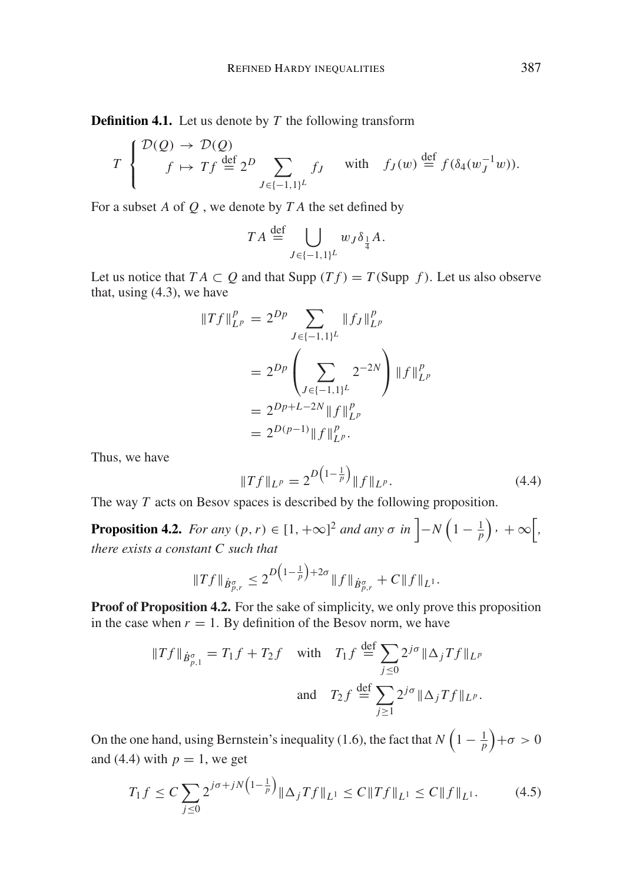**Definition 4.1.** Let us denote by $T$ the following transform

$$
T \left\{ \begin{array}{l} \mathcal{D}(Q) \to \mathcal{D}(Q) \\ \quad f \mapsto Tf \stackrel{\text{def}}{=} 2^D \displaystyle\sum_{J \in \{-1,1\}^L} f_J \quad \text{ with } \quad f_J(w) \stackrel{\text{def}}{=} f(\delta_4(w_J^{-1} w)). \end{array} \right.
$$

For a subset $A$ of $Q$ , we denote by $TA$ the set defined by

$$
TA \stackrel{\text{def}}{=} \bigcup_{J \in \{-1,1\}^L} w_J \delta_{\frac{1}{4}} A.
$$

Let us notice that $TA \subset Q$ and that $\text{Supp }(Tf) = T(\text{Supp }\ f)$. Let us also observe that, using (4.3), we have

$$
\begin{aligned}
\|Tf\|_{L^p}^p &= 2^{Dp} \sum_{J \in \{-1,1\}^L} \|f_J\|_{L^p}^p \\
&= 2^{Dp} \left( \sum_{J \in \{-1,1\}^L} 2^{-2N} \right) \|f\|_{L^p}^p \\
&= 2^{Dp+L-2N} \|f\|_{L^p}^p \\
&= 2^{D(p-1)} \|f\|_{L^p}^p .
\end{aligned}
$$

Thus, we have

$$
\|Tf\|_{L^p} = 2^{D\left(1-\frac{1}{p}\right)} \|f\|_{L^p}. \tag{4.4}
$$

The way $T$ acts on Besov spaces is described by the following proposition.

**Proposition 4.2.** *For any $(p, r) \in [1, +\infty]^2$ and any $\sigma$ in $\left]-N\left(1-\frac{1}{p}\right), +\infty\right[$, there exists a constant $C$ such that*

$$
\|Tf\|_{\dot{B}^\sigma_{p,r}} \leq 2^{D\left(1-\frac{1}{p}\right)+2\sigma} \|f\|_{\dot{B}^\sigma_{p,r}} + C\|f\|_{L^1}.
$$

**Proof of Proposition 4.2.** For the sake of simplicity, we only prove this proposition in the case when $r = 1$. By definition of the Besov norm, we have

$$
\|Tf\|_{\dot{B}^\sigma_{p,1}} = T_1 f + T_2 f \quad \text{with} \quad T_1 f \stackrel{\text{def}}{=} \sum_{j \leq 0} 2^{j\sigma} \|\Delta_j Tf\|_{L^p}
$$

$$
\text{and} \quad T_2 f \stackrel{\text{def}}{=} \sum_{j \geq 1} 2^{j\sigma} \|\Delta_j Tf\|_{L^p}.
$$

On the one hand, using Bernstein's inequality (1.6), the fact that $N\left(1-\frac{1}{p}\right)+\sigma > 0$ and (4.4) with $p = 1$, we get

$$
T_1 f \leq C \sum_{j \leq 0} 2^{j\sigma + jN\left(1-\frac{1}{p}\right)} \|\Delta_j Tf\|_{L^1} \leq C\|Tf\|_{L^1} \leq C\|f\|_{L^1}. \tag{4.5}
$$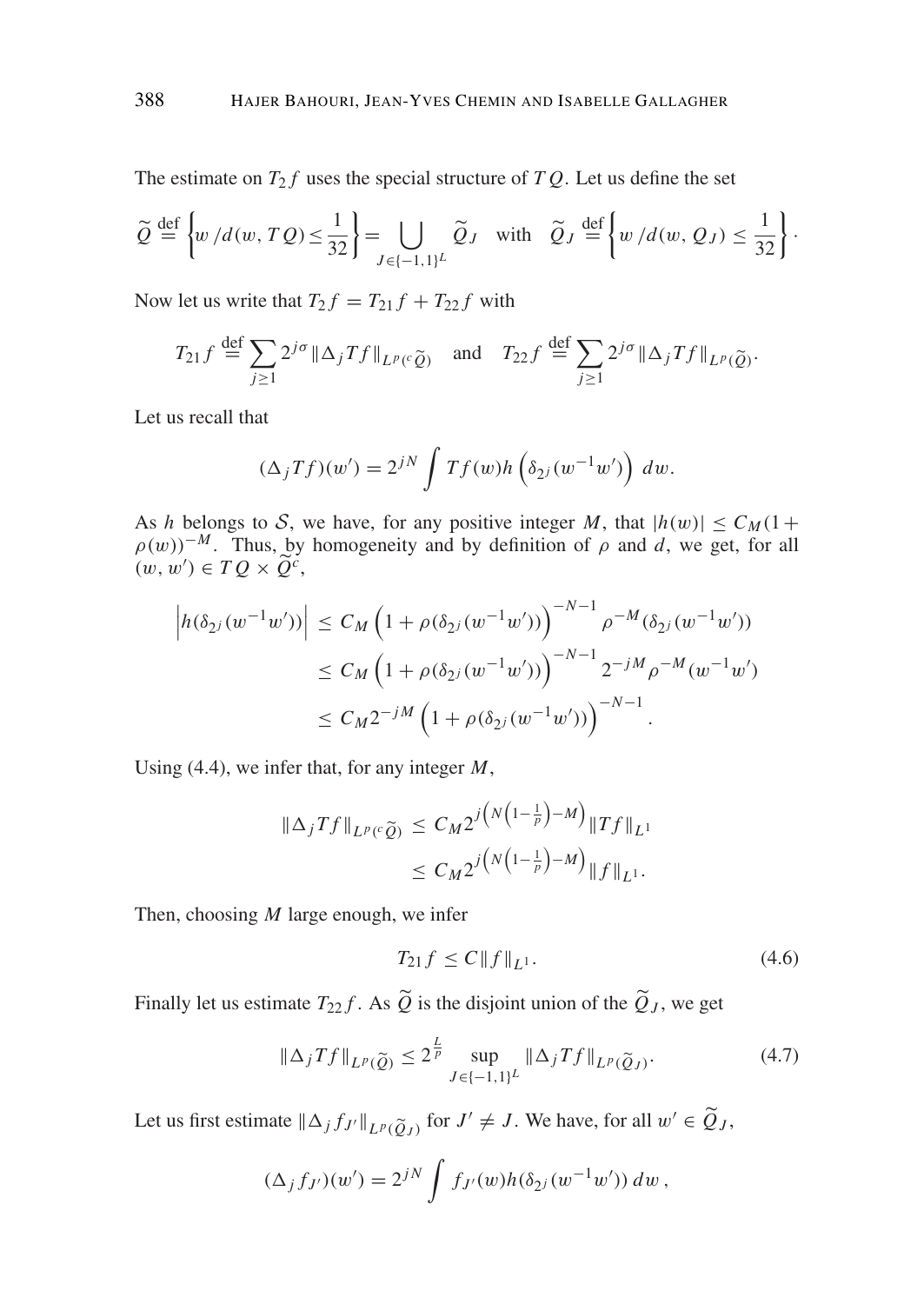The estimate on $T_2 f$ uses the special structure of $TQ$. Let us define the set

$$\widetilde{Q} \stackrel{\text{def}}{=} \left\{ w \,/ d(w, TQ) \leq \frac{1}{32} \right\} = \bigcup_{J \in \{-1,1\}^L} \widetilde{Q}_J \quad \text{with} \quad \widetilde{Q}_J \stackrel{\text{def}}{=} \left\{ w \,/ d(w, Q_J) \leq \frac{1}{32} \right\}.$$

Now let us write that $T_2 f = T_{21} f + T_{22} f$ with

$$T_{21} f \stackrel{\text{def}}{=} \sum_{j \geq 1} 2^{j\sigma} \|\Delta_j T f\|_{L^p({}^c\widetilde{Q})} \quad \text{and} \quad T_{22} f \stackrel{\text{def}}{=} \sum_{j \geq 1} 2^{j\sigma} \|\Delta_j T f\|_{L^p(\widetilde{Q})}.$$

Let us recall that

$$(\Delta_j T f)(w') = 2^{jN} \int T f(w) h\left(\delta_{2^j}(w^{-1} w')\right) dw.$$

As $h$ belongs to $\mathcal{S}$, we have, for any positive integer $M$, that $|h(w)| \leq C_M (1 + \rho(w))^{-M}$. Thus, by homogeneity and by definition of $\rho$ and $d$, we get, for all $(w, w') \in TQ \times \widetilde{Q}^c$,

$$\begin{aligned}
\left| h(\delta_{2^j}(w^{-1} w')) \right| &\leq C_M \left(1 + \rho(\delta_{2^j}(w^{-1} w'))\right)^{-N-1} \rho^{-M}(\delta_{2^j}(w^{-1} w')) \\
&\leq C_M \left(1 + \rho(\delta_{2^j}(w^{-1} w'))\right)^{-N-1} 2^{-jM} \rho^{-M}(w^{-1} w') \\
&\leq C_M 2^{-jM} \left(1 + \rho(\delta_{2^j}(w^{-1} w'))\right)^{-N-1}.
\end{aligned}$$

Using (4.4), we infer that, for any integer $M$,

$$\begin{aligned}
\|\Delta_j T f\|_{L^p({}^c\widetilde{Q})} &\leq C_M 2^{j\left(N\left(1 - \frac{1}{p}\right) - M\right)} \|T f\|_{L^1} \\
&\leq C_M 2^{j\left(N\left(1 - \frac{1}{p}\right) - M\right)} \|f\|_{L^1}.
\end{aligned}$$

Then, choosing $M$ large enough, we infer

$$T_{21} f \leq C \|f\|_{L^1}. \tag{4.6}$$

Finally let us estimate $T_{22} f$. As $\widetilde{Q}$ is the disjoint union of the $\widetilde{Q}_J$, we get

$$\|\Delta_j T f\|_{L^p(\widetilde{Q})} \leq 2^{\frac{L}{p}} \sup_{J \in \{-1,1\}^L} \|\Delta_j T f\|_{L^p(\widetilde{Q}_J)}. \tag{4.7}$$

Let us first estimate $\|\Delta_j f_{J'}\|_{L^p(\widetilde{Q}_J)}$ for $J' \neq J$. We have, for all $w' \in \widetilde{Q}_J$,

$$(\Delta_j f_{J'})(w') = 2^{jN} \int f_{J'}(w) h(\delta_{2^j}(w^{-1} w'))\, dw\,,$$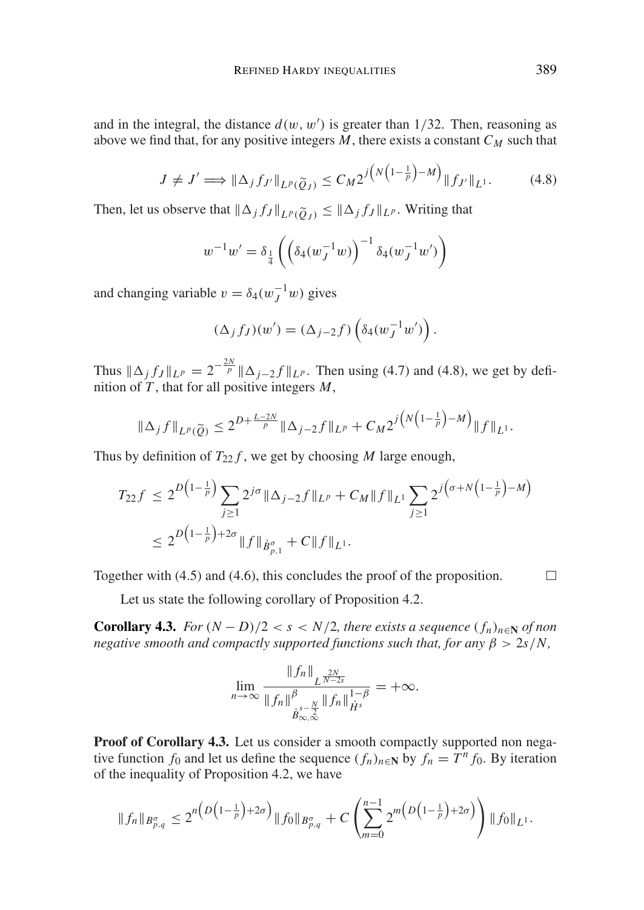and in the integral, the distance $d(w, w')$ is greater than $1/32$. Then, reasoning as above we find that, for any positive integers $M$, there exists a constant $C_M$ such that

$$J \neq J' \Longrightarrow \|\Delta_j f_{J'}\|_{L^p(\widetilde{Q}_J)} \leq C_M 2^{j\left(N\left(1-\frac{1}{p}\right)-M\right)} \|f_{J'}\|_{L^1}. \tag{4.8}$$

Then, let us observe that $\|\Delta_j f_J\|_{L^p(\widetilde{Q}_J)} \leq \|\Delta_j f_J\|_{L^p}$. Writing that

$$w^{-1}w' = \delta_{\frac{1}{4}}\left(\left(\delta_4(w_J^{-1}w)\right)^{-1}\delta_4(w_J^{-1}w')\right)$$

and changing variable $v = \delta_4(w_J^{-1}w)$ gives

$$(\Delta_j f_J)(w') = (\Delta_{j-2} f)\left(\delta_4(w_J^{-1}w')\right).$$

Thus $\|\Delta_j f_J\|_{L^p} = 2^{-\frac{2N}{p}}\|\Delta_{j-2} f\|_{L^p}$. Then using (4.7) and (4.8), we get by definition of $T$, that for all positive integers $M$,

$$\|\Delta_j f\|_{L^p(\widetilde{Q})} \leq 2^{D+\frac{L-2N}{p}}\|\Delta_{j-2} f\|_{L^p} + C_M 2^{j\left(N\left(1-\frac{1}{p}\right)-M\right)}\|f\|_{L^1}.$$

Thus by definition of $T_{22}f$, we get by choosing $M$ large enough,

$$\begin{aligned} T_{22}f &\leq 2^{D\left(1-\frac{1}{p}\right)} \sum_{j\geq 1} 2^{j\sigma}\|\Delta_{j-2} f\|_{L^p} + C_M\|f\|_{L^1} \sum_{j\geq 1} 2^{j\left(\sigma+N\left(1-\frac{1}{p}\right)-M\right)} \\ &\leq 2^{D\left(1-\frac{1}{p}\right)+2\sigma}\|f\|_{\dot{B}^\sigma_{p,1}} + C\|f\|_{L^1}. \end{aligned}$$

Together with (4.5) and (4.6), this concludes the proof of the proposition. $\square$

Let us state the following corollary of Proposition 4.2.

**Corollary 4.3.** *For $(N-D)/2 < s < N/2$, there exists a sequence $(f_n)_{n\in\mathbf{N}}$ of non negative smooth and compactly supported functions such that, for any $\beta > 2s/N$,*

$$\lim_{n\to\infty} \frac{\|f_n\|_{L^{\frac{2N}{N-2s}}}}{\|f_n\|^{\beta}_{\dot{B}^{s-\frac{N}{2}}_{\infty,\infty}}\|f_n\|^{1-\beta}_{\dot{H}^s}} = +\infty.$$

**Proof of Corollary 4.3.** Let us consider a smooth compactly supported non negative function $f_0$ and let us define the sequence $(f_n)_{n\in\mathbf{N}}$ by $f_n = T^n f_0$. By iteration of the inequality of Proposition 4.2, we have

$$\|f_n\|_{B^\sigma_{p,q}} \leq 2^{n\left(D\left(1-\frac{1}{p}\right)+2\sigma\right)}\|f_0\|_{B^\sigma_{p,q}} + C\left(\sum_{m=0}^{n-1} 2^{m\left(D\left(1-\frac{1}{p}\right)+2\sigma\right)}\right)\|f_0\|_{L^1}.$$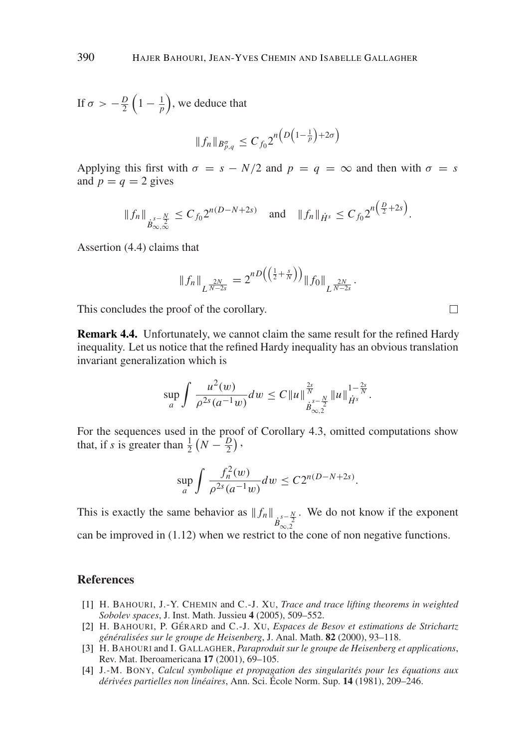If $\sigma > -\frac{D}{2}\left(1-\frac{1}{p}\right)$, we deduce that

$$\|f_n\|_{B^\sigma_{p,q}} \leq C_{f_0} 2^{n\left(D\left(1-\frac{1}{p}\right)+2\sigma\right)}$$

Applying this first with $\sigma = s - N/2$ and $p = q = \infty$ and then with $\sigma = s$ and $p = q = 2$ gives

$$\|f_n\|_{\dot{B}^{s-\frac{N}{2}}_{\infty,\infty}} \leq C_{f_0} 2^{n(D-N+2s)} \quad \text{and} \quad \|f_n\|_{\dot{H}^s} \leq C_{f_0} 2^{n\left(\frac{D}{2}+2s\right)}.$$

Assertion (4.4) claims that

$$\|f_n\|_{L^{\frac{2N}{N-2s}}} = 2^{nD\left(\left(\frac{1}{2}+\frac{s}{N}\right)\right)} \|f_0\|_{L^{\frac{2N}{N-2s}}}.$$

This concludes the proof of the corollary. □

**Remark 4.4.** Unfortunately, we cannot claim the same result for the refined Hardy inequality. Let us notice that the refined Hardy inequality has an obvious translation invariant generalization which is

$$\sup_a \int \frac{u^2(w)}{\rho^{2s}(a^{-1}w)} dw \leq C \|u\|^{\frac{2s}{N}}_{\dot{B}^{s-\frac{N}{2}}_{\infty,2}} \|u\|^{1-\frac{2s}{N}}_{\dot{H}^s}.$$

For the sequences used in the proof of Corollary 4.3, omitted computations show that, if $s$ is greater than $\frac{1}{2}\left(N - \frac{D}{2}\right)$,

$$\sup_a \int \frac{f_n^2(w)}{\rho^{2s}(a^{-1}w)} dw \leq C 2^{n(D-N+2s)}.$$

This is exactly the same behavior as $\|f_n\|_{\dot{B}^{s-\frac{N}{2}}_{\infty,2}}$. We do not know if the exponent can be improved in (1.12) when we restrict to the cone of non negative functions.

## References

[1] H. Bahouri, J.-Y. Chemin and C.-J. Xu, *Trace and trace lifting theorems in weighted Sobolev spaces*, J. Inst. Math. Jussieu **4** (2005), 509–552.

[2] H. Bahouri, P. Gérard and C.-J. Xu, *Espaces de Besov et estimations de Strichartz généralisées sur le groupe de Heisenberg*, J. Anal. Math. **82** (2000), 93–118.

[3] H. Bahouri and I. Gallagher, *Paraproduit sur le groupe de Heisenberg et applications*, Rev. Mat. Iberoamericana **17** (2001), 69–105.

[4] J.-M. Bony, *Calcul symbolique et propagation des singularités pour les équations aux dérivées partielles non linéaires*, Ann. Sci. École Norm. Sup. **14** (1981), 209–246.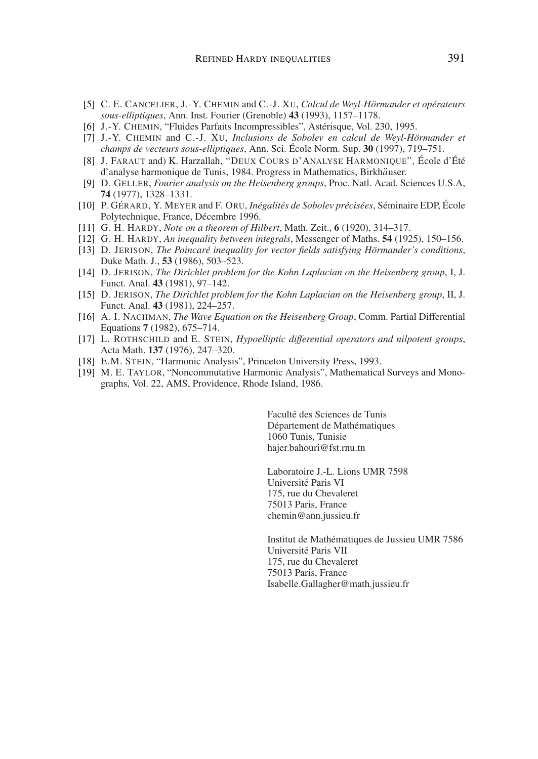[5] C. E. Cancelier, J.-Y. Chemin and C.-J. Xu, *Calcul de Weyl-Hörmander et opérateurs sous-elliptiques*, Ann. Inst. Fourier (Grenoble) **43** (1993), 1157–1178.

[6] J.-Y. Chemin, "Fluides Parfaits Incompressibles", Astérisque, Vol. 230, 1995.

[7] J.-Y. Chemin and C.-J. Xu, *Inclusions de Sobolev en calcul de Weyl-Hörmander et champs de vecteurs sous-elliptiques*, Ann. Sci. École Norm. Sup. **30** (1997), 719–751.

[8] J. Faraut and) K. Harzallah, "Deux Cours d'Analyse Harmonique", École d'Été d'analyse harmonique de Tunis, 1984. Progress in Mathematics, Birkhäuser.

[9] D. Geller, *Fourier analysis on the Heisenberg groups*, Proc. Natl. Acad. Sciences U.S.A, **74** (1977), 1328–1331.

[10] P. Gérard, Y. Meyer and F. Oru, *Inégalités de Sobolev précisées*, Séminaire EDP, École Polytechnique, France, Décembre 1996.

[11] G. H. Hardy, *Note on a theorem of Hilbert*, Math. Zeit., **6** (1920), 314–317.

[12] G. H. Hardy, *An inequality between integrals*, Messenger of Maths. **54** (1925), 150–156.

[13] D. Jerison, *The Poincaré inequality for vector fields satisfying Hörmander's conditions*, Duke Math. J., **53** (1986), 503–523.

[14] D. Jerison, *The Dirichlet problem for the Kohn Laplacian on the Heisenberg group*, I, J. Funct. Anal. **43** (1981), 97–142.

[15] D. Jerison, *The Dirichlet problem for the Kohn Laplacian on the Heisenberg group*, II, J. Funct. Anal. **43** (1981), 224–257.

[16] A. I. Nachman, *The Wave Equation on the Heisenberg Group*, Comm. Partial Differential Equations **7** (1982), 675–714.

[17] L. Rothschild and E. Stein, *Hypoelliptic differential operators and nilpotent groups*, Acta Math. **137** (1976), 247–320.

[18] E.M. Stein, "Harmonic Analysis", Princeton University Press, 1993.

[19] M. E. Taylor, "Noncommutative Harmonic Analysis", Mathematical Surveys and Monographs, Vol. 22, AMS, Providence, Rhode Island, 1986.

Faculté des Sciences de Tunis
Département de Mathématiques
1060 Tunis, Tunisie
hajer.bahouri@fst.rnu.tn

Laboratoire J.-L. Lions UMR 7598
Université Paris VI
175, rue du Chevaleret
75013 Paris, France
chemin@ann.jussieu.fr

Institut de Mathématiques de Jussieu UMR 7586
Université Paris VII
175, rue du Chevaleret
75013 Paris, France
Isabelle.Gallagher@math.jussieu.fr